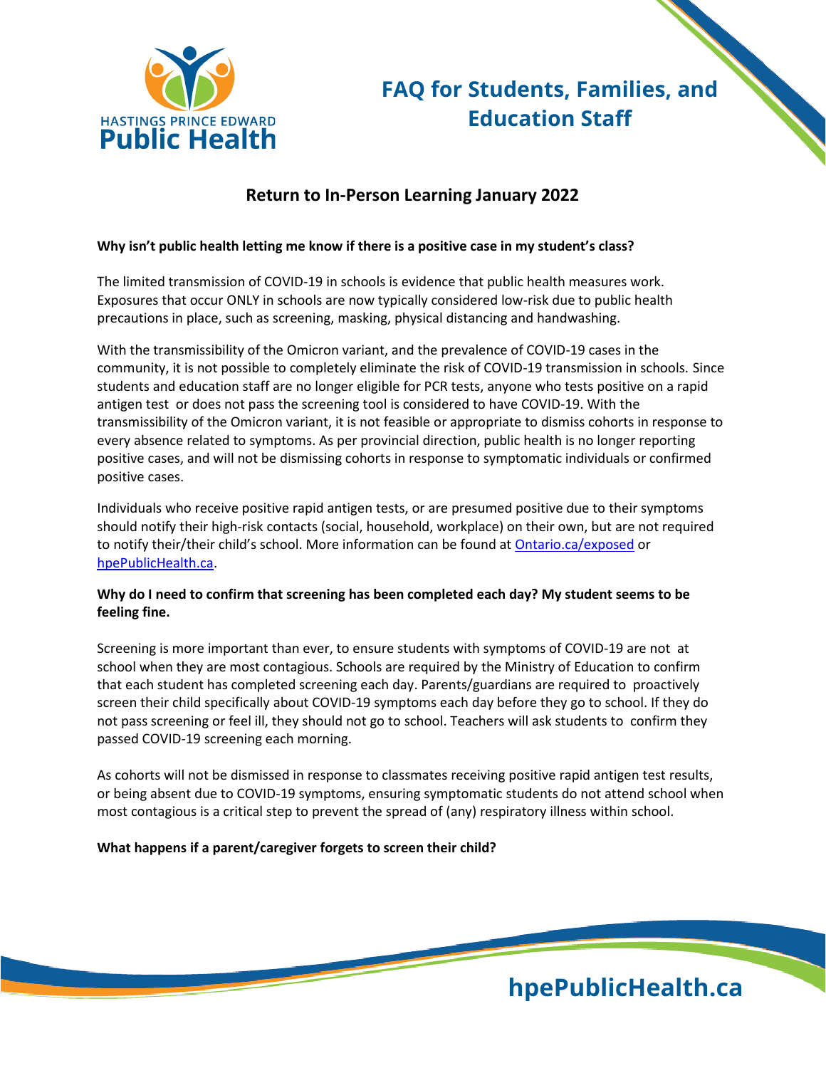# FAQ for Students, Families, and Education Staff

## Return to In-Person Learning January 2022

**Why isn't public health letting me know if there is a positive case in my student's class?**

The limited transmission of COVID-19 in schools is evidence that public health measures work. Exposures that occur ONLY in schools are now typically considered low-risk due to public health precautions in place, such as screening, masking, physical distancing and handwashing.

With the transmissibility of the Omicron variant, and the prevalence of COVID-19 cases in the community, it is not possible to completely eliminate the risk of COVID-19 transmission in schools. Since students and education staff are no longer eligible for PCR tests, anyone who tests positive on a rapid antigen test or does not pass the screening tool is considered to have COVID-19. With the transmissibility of the Omicron variant, it is not feasible or appropriate to dismiss cohorts in response to every absence related to symptoms. As per provincial direction, public health is no longer reporting positive cases, and will not be dismissing cohorts in response to symptomatic individuals or confirmed positive cases.

Individuals who receive positive rapid antigen tests, or are presumed positive due to their symptoms should notify their high-risk contacts (social, household, workplace) on their own, but are not required to notify their/their child's school. More information can be found at [Ontario.ca/exposed](Ontario.ca/exposed) or [hpePublicHealth.ca](hpePublicHealth.ca).

**Why do I need to confirm that screening has been completed each day? My student seems to be feeling fine.**

Screening is more important than ever, to ensure students with symptoms of COVID-19 are not at school when they are most contagious. Schools are required by the Ministry of Education to confirm that each student has completed screening each day. Parents/guardians are required to proactively screen their child specifically about COVID-19 symptoms each day before they go to school. If they do not pass screening or feel ill, they should not go to school. Teachers will ask students to confirm they passed COVID-19 screening each morning.

As cohorts will not be dismissed in response to classmates receiving positive rapid antigen test results, or being absent due to COVID-19 symptoms, ensuring symptomatic students do not attend school when most contagious is a critical step to prevent the spread of (any) respiratory illness within school.

**What happens if a parent/caregiver forgets to screen their child?**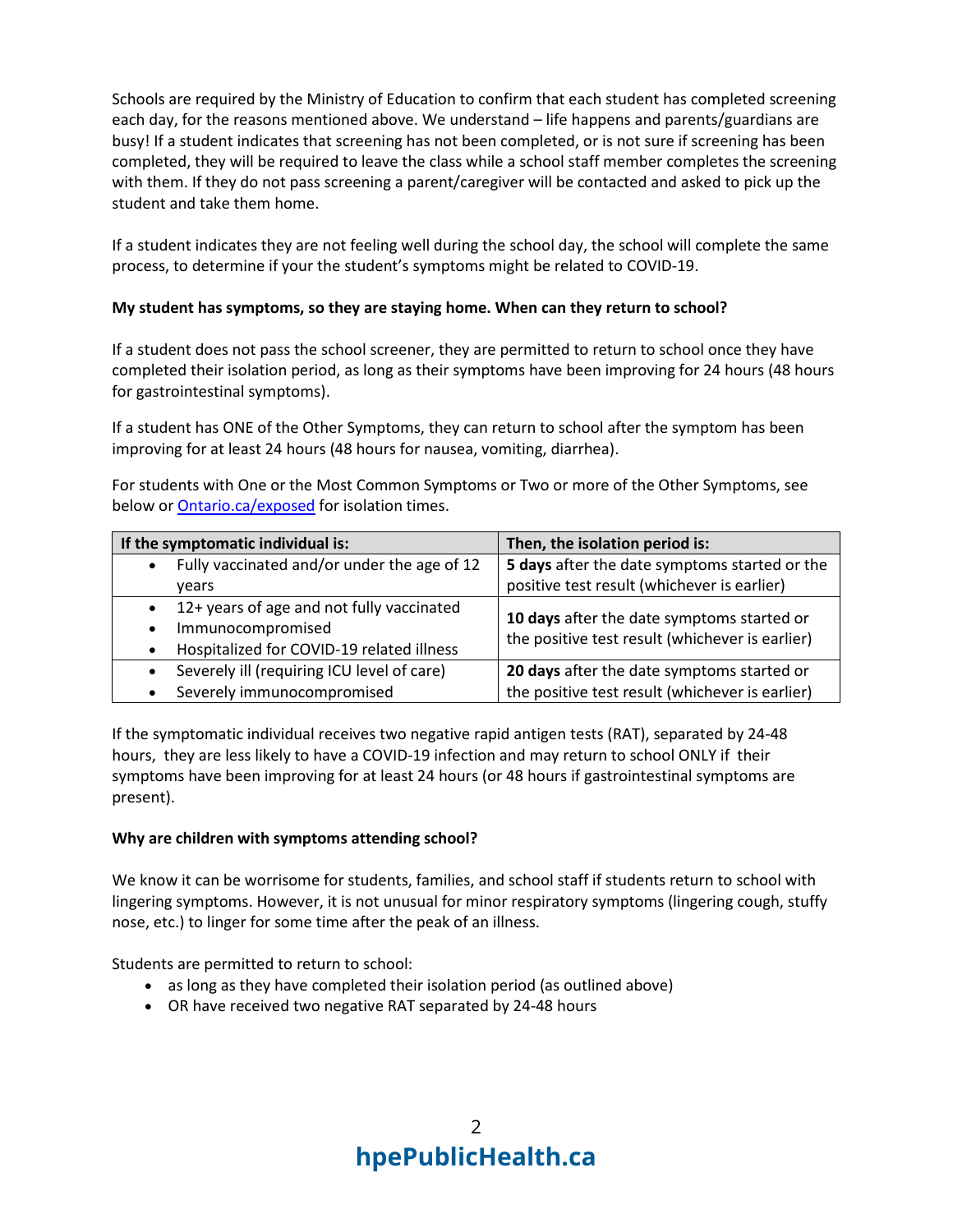Schools are required by the Ministry of Education to confirm that each student has completed screening each day, for the reasons mentioned above. We understand – life happens and parents/guardians are busy! If a student indicates that screening has not been completed, or is not sure if screening has been completed, they will be required to leave the class while a school staff member completes the screening with them. If they do not pass screening a parent/caregiver will be contacted and asked to pick up the student and take them home.

If a student indicates they are not feeling well during the school day, the school will complete the same process, to determine if your the student's symptoms might be related to COVID-19.

**My student has symptoms, so they are staying home. When can they return to school?**

If a student does not pass the school screener, they are permitted to return to school once they have completed their isolation period, as long as their symptoms have been improving for 24 hours (48 hours for gastrointestinal symptoms).

If a student has ONE of the Other Symptoms, they can return to school after the symptom has been improving for at least 24 hours (48 hours for nausea, vomiting, diarrhea).

For students with One or the Most Common Symptoms or Two or more of the Other Symptoms, see below or [Ontario.ca/exposed](Ontario.ca/exposed) for isolation times.

| If the symptomatic individual is: | Then, the isolation period is: |
|---|---|
| • Fully vaccinated and/or under the age of 12 years | **5 days** after the date symptoms started or the positive test result (whichever is earlier) |
| • 12+ years of age and not fully vaccinated<br>• Immunocompromised<br>• Hospitalized for COVID-19 related illness | **10 days** after the date symptoms started or the positive test result (whichever is earlier) |
| • Severely ill (requiring ICU level of care)<br>• Severely immunocompromised | **20 days** after the date symptoms started or the positive test result (whichever is earlier) |

If the symptomatic individual receives two negative rapid antigen tests (RAT), separated by 24-48 hours, they are less likely to have a COVID-19 infection and may return to school ONLY if their symptoms have been improving for at least 24 hours (or 48 hours if gastrointestinal symptoms are present).

**Why are children with symptoms attending school?**

We know it can be worrisome for students, families, and school staff if students return to school with lingering symptoms. However, it is not unusual for minor respiratory symptoms (lingering cough, stuffy nose, etc.) to linger for some time after the peak of an illness.

Students are permitted to return to school:

- as long as they have completed their isolation period (as outlined above)
- OR have received two negative RAT separated by 24-48 hours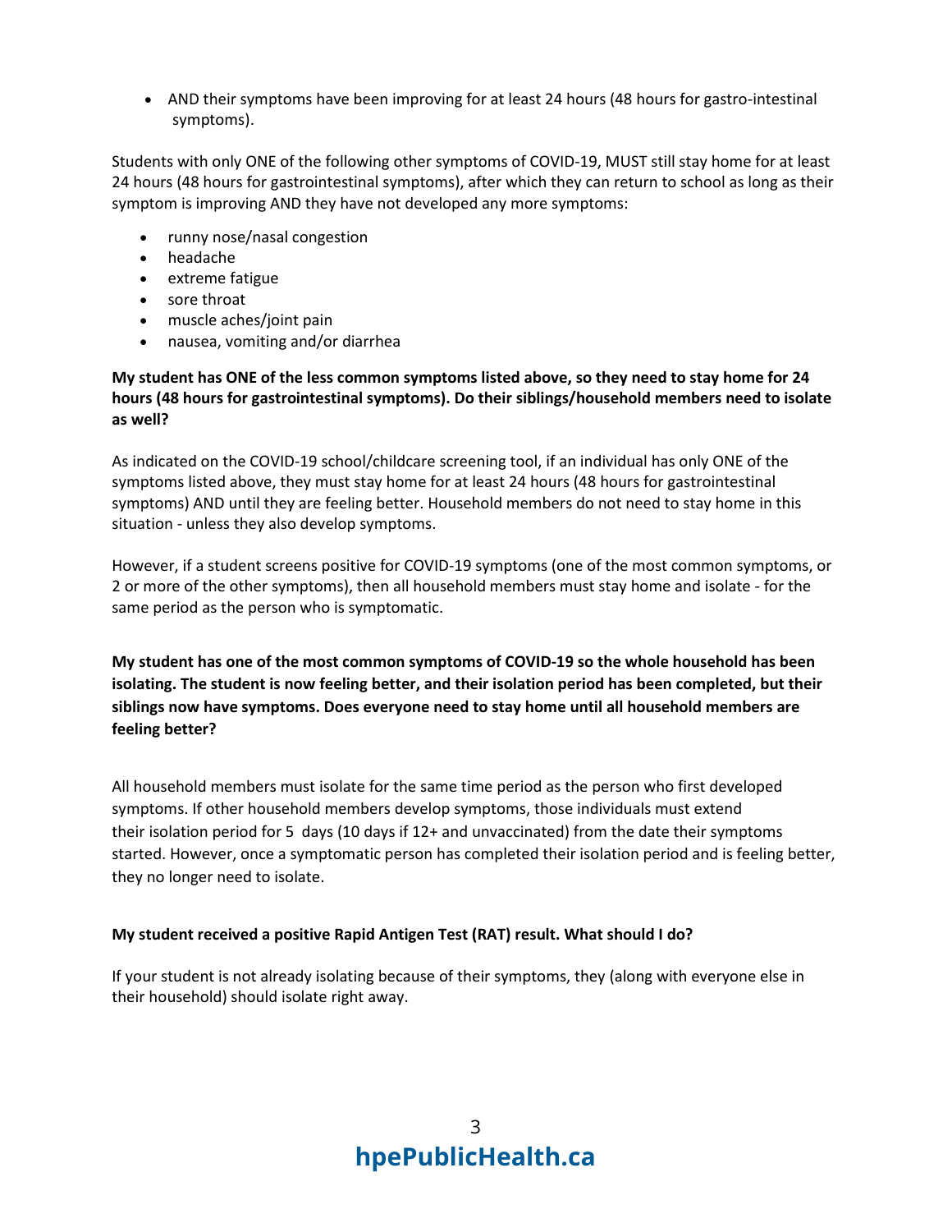- AND their symptoms have been improving for at least 24 hours (48 hours for gastro-intestinal symptoms).

Students with only ONE of the following other symptoms of COVID-19, MUST still stay home for at least 24 hours (48 hours for gastrointestinal symptoms), after which they can return to school as long as their symptom is improving AND they have not developed any more symptoms:

- runny nose/nasal congestion
- headache
- extreme fatigue
- sore throat
- muscle aches/joint pain
- nausea, vomiting and/or diarrhea

**My student has ONE of the less common symptoms listed above, so they need to stay home for 24 hours (48 hours for gastrointestinal symptoms). Do their siblings/household members need to isolate as well?**

As indicated on the COVID-19 school/childcare screening tool, if an individual has only ONE of the symptoms listed above, they must stay home for at least 24 hours (48 hours for gastrointestinal symptoms) AND until they are feeling better. Household members do not need to stay home in this situation - unless they also develop symptoms.

However, if a student screens positive for COVID-19 symptoms (one of the most common symptoms, or 2 or more of the other symptoms), then all household members must stay home and isolate - for the same period as the person who is symptomatic.

**My student has one of the most common symptoms of COVID-19 so the whole household has been isolating. The student is now feeling better, and their isolation period has been completed, but their siblings now have symptoms. Does everyone need to stay home until all household members are feeling better?**

All household members must isolate for the same time period as the person who first developed symptoms. If other household members develop symptoms, those individuals must extend their isolation period for 5 days (10 days if 12+ and unvaccinated) from the date their symptoms started. However, once a symptomatic person has completed their isolation period and is feeling better, they no longer need to isolate.

**My student received a positive Rapid Antigen Test (RAT) result. What should I do?**

If your student is not already isolating because of their symptoms, they (along with everyone else in their household) should isolate right away.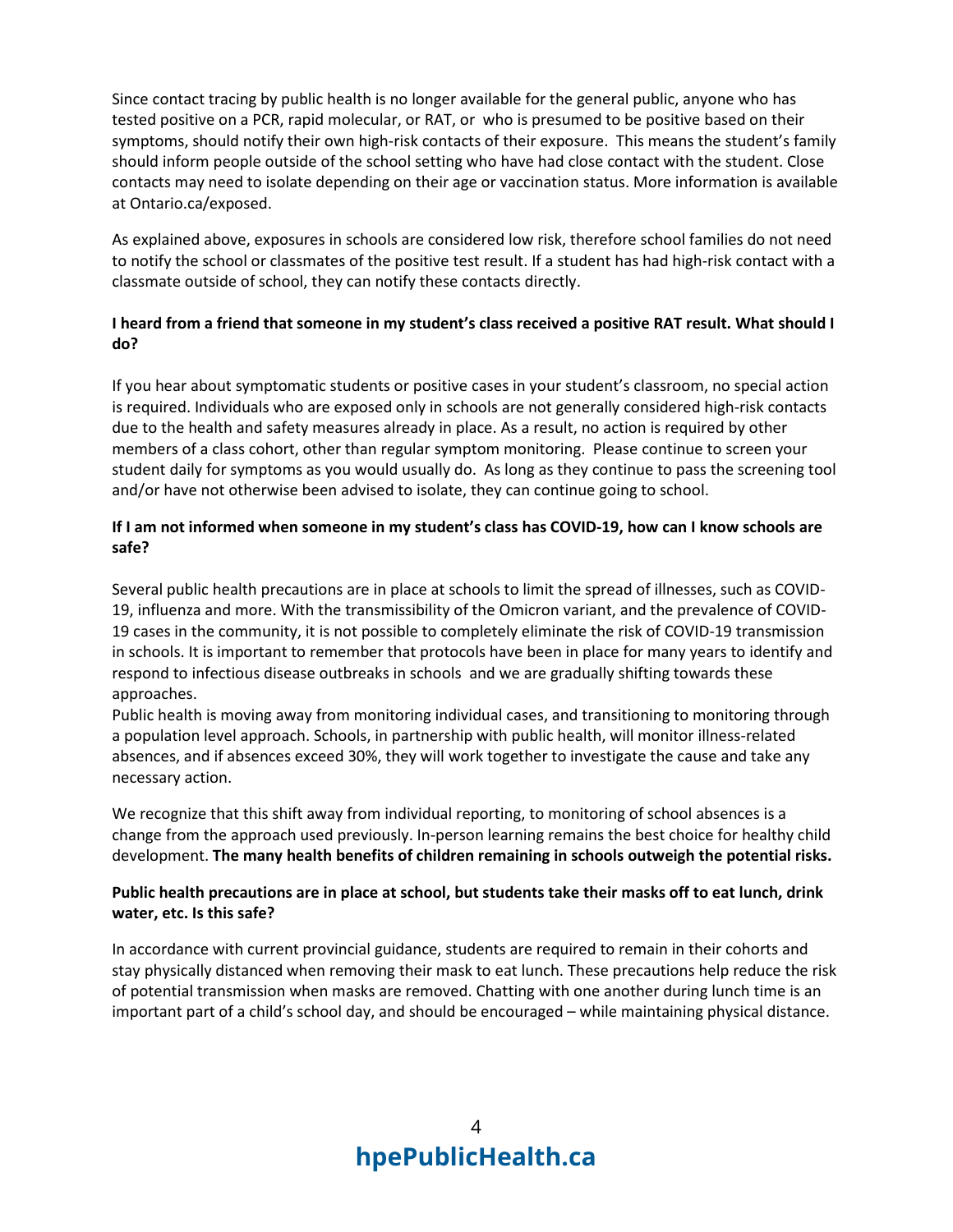Since contact tracing by public health is no longer available for the general public, anyone who has tested positive on a PCR, rapid molecular, or RAT, or who is presumed to be positive based on their symptoms, should notify their own high-risk contacts of their exposure. This means the student's family should inform people outside of the school setting who have had close contact with the student. Close contacts may need to isolate depending on their age or vaccination status. More information is available at Ontario.ca/exposed.

As explained above, exposures in schools are considered low risk, therefore school families do not need to notify the school or classmates of the positive test result. If a student has had high-risk contact with a classmate outside of school, they can notify these contacts directly.

**I heard from a friend that someone in my student's class received a positive RAT result. What should I do?**

If you hear about symptomatic students or positive cases in your student's classroom, no special action is required. Individuals who are exposed only in schools are not generally considered high-risk contacts due to the health and safety measures already in place. As a result, no action is required by other members of a class cohort, other than regular symptom monitoring. Please continue to screen your student daily for symptoms as you would usually do. As long as they continue to pass the screening tool and/or have not otherwise been advised to isolate, they can continue going to school.

**If I am not informed when someone in my student's class has COVID-19, how can I know schools are safe?**

Several public health precautions are in place at schools to limit the spread of illnesses, such as COVID-19, influenza and more. With the transmissibility of the Omicron variant, and the prevalence of COVID-19 cases in the community, it is not possible to completely eliminate the risk of COVID-19 transmission in schools. It is important to remember that protocols have been in place for many years to identify and respond to infectious disease outbreaks in schools and we are gradually shifting towards these approaches.

Public health is moving away from monitoring individual cases, and transitioning to monitoring through a population level approach. Schools, in partnership with public health, will monitor illness-related absences, and if absences exceed 30%, they will work together to investigate the cause and take any necessary action.

We recognize that this shift away from individual reporting, to monitoring of school absences is a change from the approach used previously. In-person learning remains the best choice for healthy child development. **The many health benefits of children remaining in schools outweigh the potential risks.**

**Public health precautions are in place at school, but students take their masks off to eat lunch, drink water, etc. Is this safe?**

In accordance with current provincial guidance, students are required to remain in their cohorts and stay physically distanced when removing their mask to eat lunch. These precautions help reduce the risk of potential transmission when masks are removed. Chatting with one another during lunch time is an important part of a child's school day, and should be encouraged – while maintaining physical distance.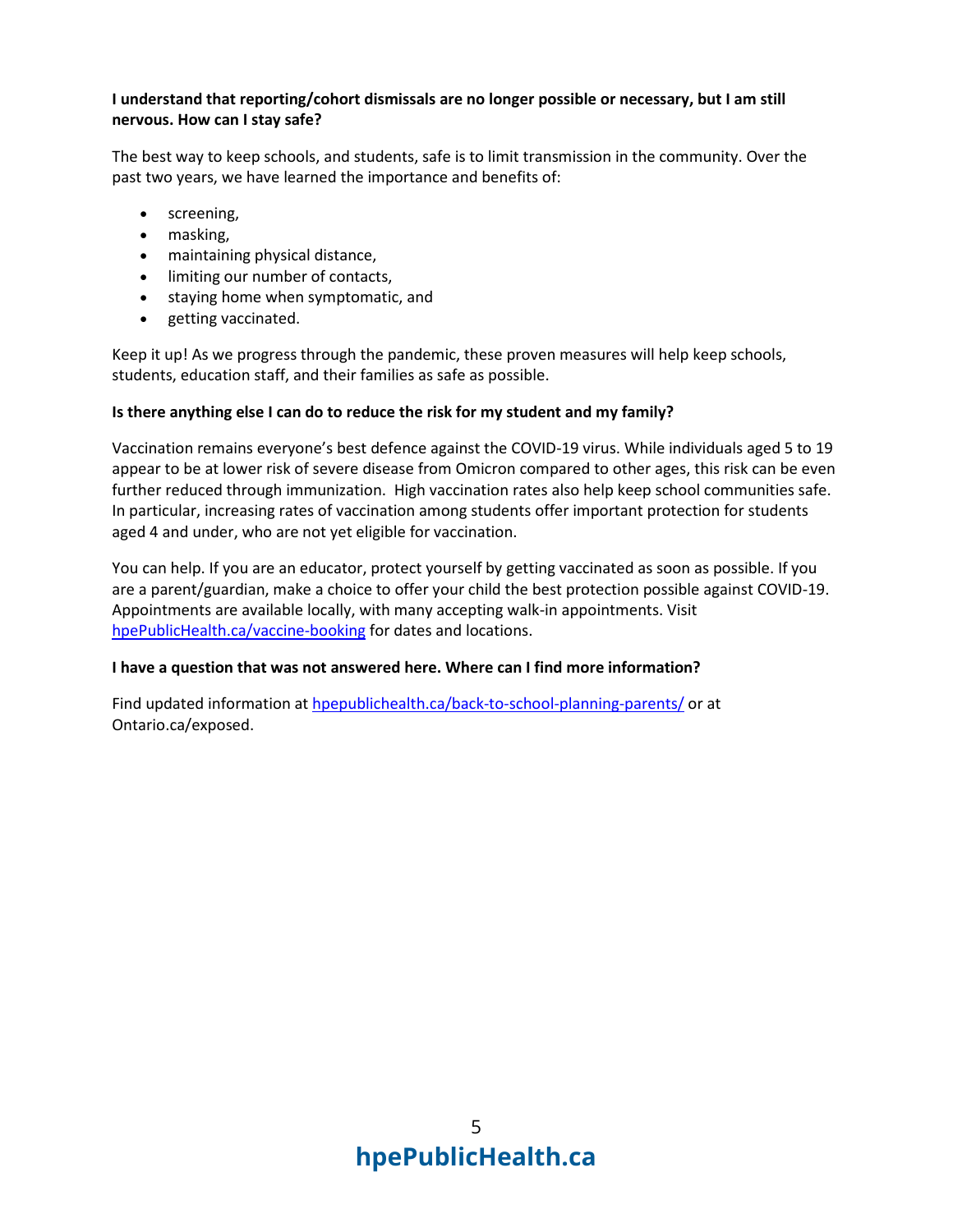**I understand that reporting/cohort dismissals are no longer possible or necessary, but I am still nervous. How can I stay safe?**

The best way to keep schools, and students, safe is to limit transmission in the community. Over the past two years, we have learned the importance and benefits of:

- screening,
- masking,
- maintaining physical distance,
- limiting our number of contacts,
- staying home when symptomatic, and
- getting vaccinated.

Keep it up! As we progress through the pandemic, these proven measures will help keep schools, students, education staff, and their families as safe as possible.

**Is there anything else I can do to reduce the risk for my student and my family?**

Vaccination remains everyone's best defence against the COVID-19 virus. While individuals aged 5 to 19 appear to be at lower risk of severe disease from Omicron compared to other ages, this risk can be even further reduced through immunization. High vaccination rates also help keep school communities safe. In particular, increasing rates of vaccination among students offer important protection for students aged 4 and under, who are not yet eligible for vaccination.

You can help. If you are an educator, protect yourself by getting vaccinated as soon as possible. If you are a parent/guardian, make a choice to offer your child the best protection possible against COVID-19. Appointments are available locally, with many accepting walk-in appointments. Visit [hpePublicHealth.ca/vaccine-booking](hpePublicHealth.ca/vaccine-booking) for dates and locations.

**I have a question that was not answered here. Where can I find more information?**

Find updated information at [hpepublichealth.ca/back-to-school-planning-parents/](hpepublichealth.ca/back-to-school-planning-parents/) or at Ontario.ca/exposed.